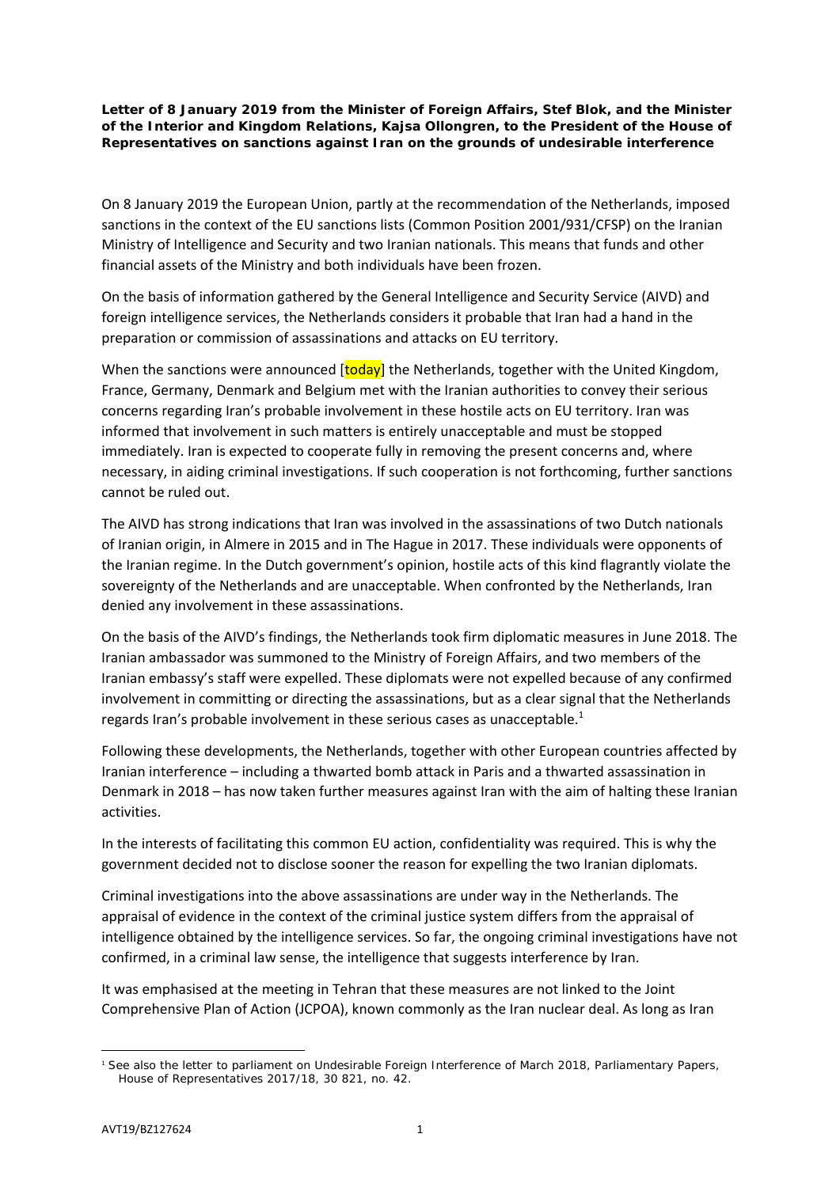**Letter of 8 January 2019 from the Minister of Foreign Affairs, Stef Blok, and the Minister of the Interior and Kingdom Relations, Kajsa Ollongren, to the President of the House of Representatives on sanctions against Iran on the grounds of undesirable interference**

On 8 January 2019 the European Union, partly at the recommendation of the Netherlands, imposed sanctions in the context of the EU sanctions lists (Common Position 2001/931/CFSP) on the Iranian Ministry of Intelligence and Security and two Iranian nationals. This means that funds and other financial assets of the Ministry and both individuals have been frozen.

On the basis of information gathered by the General Intelligence and Security Service (AIVD) and foreign intelligence services, the Netherlands considers it probable that Iran had a hand in the preparation or commission of assassinations and attacks on EU territory.

When the sanctions were announced [today] the Netherlands, together with the United Kingdom, France, Germany, Denmark and Belgium met with the Iranian authorities to convey their serious concerns regarding Iran's probable involvement in these hostile acts on EU territory. Iran was informed that involvement in such matters is entirely unacceptable and must be stopped immediately. Iran is expected to cooperate fully in removing the present concerns and, where necessary, in aiding criminal investigations. If such cooperation is not forthcoming, further sanctions cannot be ruled out.

The AIVD has strong indications that Iran was involved in the assassinations of two Dutch nationals of Iranian origin, in Almere in 2015 and in The Hague in 2017. These individuals were opponents of the Iranian regime. In the Dutch government's opinion, hostile acts of this kind flagrantly violate the sovereignty of the Netherlands and are unacceptable. When confronted by the Netherlands, Iran denied any involvement in these assassinations.

On the basis of the AIVD's findings, the Netherlands took firm diplomatic measures in June 2018. The Iranian ambassador was summoned to the Ministry of Foreign Affairs, and two members of the Iranian embassy's staff were expelled. These diplomats were not expelled because of any confirmed involvement in committing or directing the assassinations, but as a clear signal that the Netherlands regards Iran's probable involvement in these serious cases as unacceptable.[1]

Following these developments, the Netherlands, together with other European countries affected by Iranian interference – including a thwarted bomb attack in Paris and a thwarted assassination in Denmark in 2018 – has now taken further measures against Iran with the aim of halting these Iranian activities.

In the interests of facilitating this common EU action, confidentiality was required. This is why the government decided not to disclose sooner the reason for expelling the two Iranian diplomats.

Criminal investigations into the above assassinations are under way in the Netherlands. The appraisal of evidence in the context of the criminal justice system differs from the appraisal of intelligence obtained by the intelligence services. So far, the ongoing criminal investigations have not confirmed, in a criminal law sense, the intelligence that suggests interference by Iran.

It was emphasised at the meeting in Tehran that these measures are not linked to the Joint Comprehensive Plan of Action (JCPOA), known commonly as the Iran nuclear deal. As long as Iran

---

[1] See also the letter to parliament on Undesirable Foreign Interference of March 2018, Parliamentary Papers, House of Representatives 2017/18, 30 821, no. 42.

AVT19/BZ127624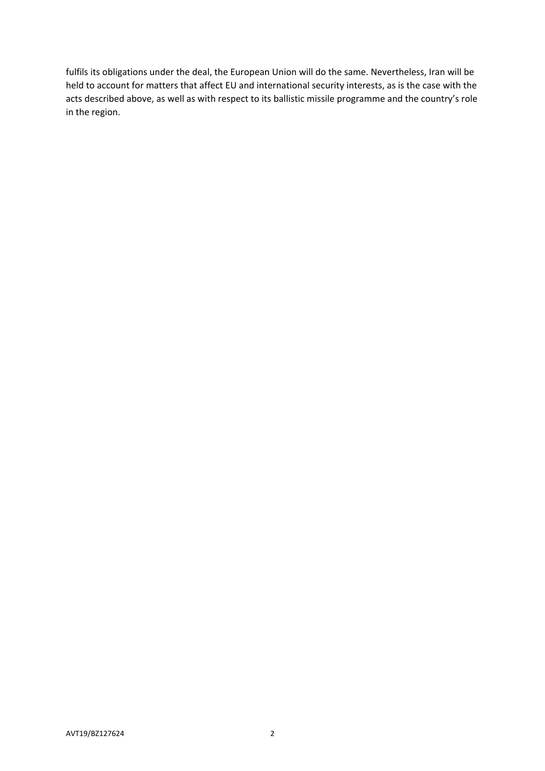fulfils its obligations under the deal, the European Union will do the same. Nevertheless, Iran will be held to account for matters that affect EU and international security interests, as is the case with the acts described above, as well as with respect to its ballistic missile programme and the country's role in the region.